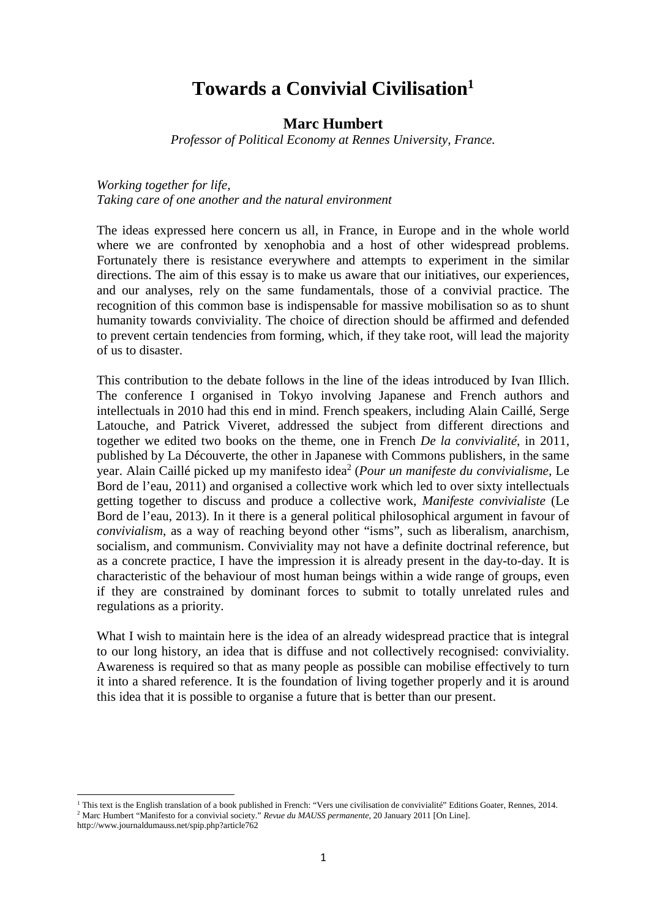# Towards a Convivial Civilisation[1]

**Marc Humbert**

*Professor of Political Economy at Rennes University, France.*

*Working together for life,*
*Taking care of one another and the natural environment*

The ideas expressed here concern us all, in France, in Europe and in the whole world where we are confronted by xenophobia and a host of other widespread problems. Fortunately there is resistance everywhere and attempts to experiment in the similar directions. The aim of this essay is to make us aware that our initiatives, our experiences, and our analyses, rely on the same fundamentals, those of a convivial practice. The recognition of this common base is indispensable for massive mobilisation so as to shunt humanity towards conviviality. The choice of direction should be affirmed and defended to prevent certain tendencies from forming, which, if they take root, will lead the majority of us to disaster.

This contribution to the debate follows in the line of the ideas introduced by Ivan Illich. The conference I organised in Tokyo involving Japanese and French authors and intellectuals in 2010 had this end in mind. French speakers, including Alain Caillé, Serge Latouche, and Patrick Viveret, addressed the subject from different directions and together we edited two books on the theme, one in French *De la convivialité*, in 2011, published by La Découverte, the other in Japanese with Commons publishers, in the same year. Alain Caillé picked up my manifesto idea[2] (*Pour un manifeste du convivialisme*, Le Bord de l'eau, 2011) and organised a collective work which led to over sixty intellectuals getting together to discuss and produce a collective work, *Manifeste convivialiste* (Le Bord de l'eau, 2013). In it there is a general political philosophical argument in favour of *convivialism*, as a way of reaching beyond other "isms", such as liberalism, anarchism, socialism, and communism. Conviviality may not have a definite doctrinal reference, but as a concrete practice, I have the impression it is already present in the day-to-day. It is characteristic of the behaviour of most human beings within a wide range of groups, even if they are constrained by dominant forces to submit to totally unrelated rules and regulations as a priority.

What I wish to maintain here is the idea of an already widespread practice that is integral to our long history, an idea that is diffuse and not collectively recognised: conviviality. Awareness is required so that as many people as possible can mobilise effectively to turn it into a shared reference. It is the foundation of living together properly and it is around this idea that it is possible to organise a future that is better than our present.

---

[1] This text is the English translation of a book published in French: "Vers une civilisation de convivialité" Editions Goater, Rennes, 2014.

[2] Marc Humbert "Manifesto for a convivial society." *Revue du MAUSS permanente*, 20 January 2011 [On Line]. http://www.journaldumauss.net/spip.php?article762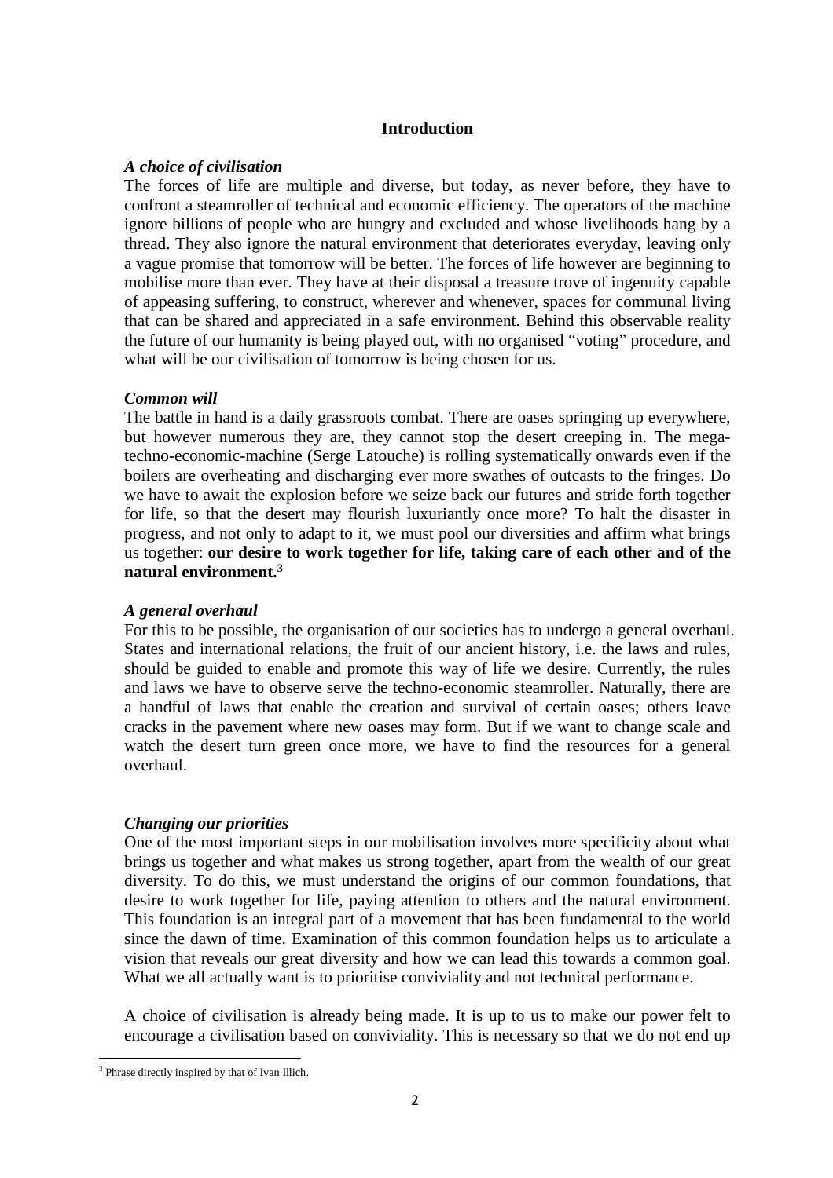## Introduction

### *A choice of civilisation*

The forces of life are multiple and diverse, but today, as never before, they have to confront a steamroller of technical and economic efficiency. The operators of the machine ignore billions of people who are hungry and excluded and whose livelihoods hang by a thread. They also ignore the natural environment that deteriorates everyday, leaving only a vague promise that tomorrow will be better. The forces of life however are beginning to mobilise more than ever. They have at their disposal a treasure trove of ingenuity capable of appeasing suffering, to construct, wherever and whenever, spaces for communal living that can be shared and appreciated in a safe environment. Behind this observable reality the future of our humanity is being played out, with no organised "voting" procedure, and what will be our civilisation of tomorrow is being chosen for us.

### *Common will*

The battle in hand is a daily grassroots combat. There are oases springing up everywhere, but however numerous they are, they cannot stop the desert creeping in. The mega-techno-economic-machine (Serge Latouche) is rolling systematically onwards even if the boilers are overheating and discharging ever more swathes of outcasts to the fringes. Do we have to await the explosion before we seize back our futures and stride forth together for life, so that the desert may flourish luxuriantly once more? To halt the disaster in progress, and not only to adapt to it, we must pool our diversities and affirm what brings us together: **our desire to work together for life, taking care of each other and of the natural environment.**[3]

### *A general overhaul*

For this to be possible, the organisation of our societies has to undergo a general overhaul. States and international relations, the fruit of our ancient history, i.e. the laws and rules, should be guided to enable and promote this way of life we desire. Currently, the rules and laws we have to observe serve the techno-economic steamroller. Naturally, there are a handful of laws that enable the creation and survival of certain oases; others leave cracks in the pavement where new oases may form. But if we want to change scale and watch the desert turn green once more, we have to find the resources for a general overhaul.

### *Changing our priorities*

One of the most important steps in our mobilisation involves more specificity about what brings us together and what makes us strong together, apart from the wealth of our great diversity. To do this, we must understand the origins of our common foundations, that desire to work together for life, paying attention to others and the natural environment. This foundation is an integral part of a movement that has been fundamental to the world since the dawn of time. Examination of this common foundation helps us to articulate a vision that reveals our great diversity and how we can lead this towards a common goal. What we all actually want is to prioritise conviviality and not technical performance.

A choice of civilisation is already being made. It is up to us to make our power felt to encourage a civilisation based on conviviality. This is necessary so that we do not end up

[3] Phrase directly inspired by that of Ivan Illich.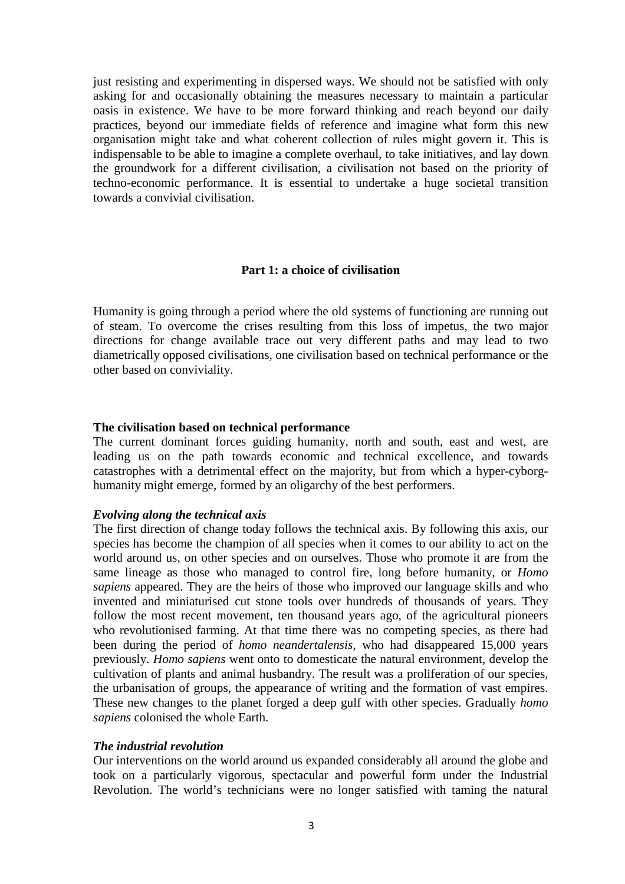just resisting and experimenting in dispersed ways. We should not be satisfied with only asking for and occasionally obtaining the measures necessary to maintain a particular oasis in existence. We have to be more forward thinking and reach beyond our daily practices, beyond our immediate fields of reference and imagine what form this new organisation might take and what coherent collection of rules might govern it. This is indispensable to be able to imagine a complete overhaul, to take initiatives, and lay down the groundwork for a different civilisation, a civilisation not based on the priority of techno-economic performance. It is essential to undertake a huge societal transition towards a convivial civilisation.

## Part 1: a choice of civilisation

Humanity is going through a period where the old systems of functioning are running out of steam. To overcome the crises resulting from this loss of impetus, the two major directions for change available trace out very different paths and may lead to two diametrically opposed civilisations, one civilisation based on technical performance or the other based on conviviality.

### The civilisation based on technical performance

The current dominant forces guiding humanity, north and south, east and west, are leading us on the path towards economic and technical excellence, and towards catastrophes with a detrimental effect on the majority, but from which a hyper-cyborg-humanity might emerge, formed by an oligarchy of the best performers.

#### *Evolving along the technical axis*

The first direction of change today follows the technical axis. By following this axis, our species has become the champion of all species when it comes to our ability to act on the world around us, on other species and on ourselves. Those who promote it are from the same lineage as those who managed to control fire, long before humanity, or *Homo sapiens* appeared. They are the heirs of those who improved our language skills and who invented and miniaturised cut stone tools over hundreds of thousands of years. They follow the most recent movement, ten thousand years ago, of the agricultural pioneers who revolutionised farming. At that time there was no competing species, as there had been during the period of *homo neandertalensis*, who had disappeared 15,000 years previously. *Homo sapiens* went onto to domesticate the natural environment, develop the cultivation of plants and animal husbandry. The result was a proliferation of our species, the urbanisation of groups, the appearance of writing and the formation of vast empires. These new changes to the planet forged a deep gulf with other species. Gradually *homo sapiens* colonised the whole Earth.

#### *The industrial revolution*

Our interventions on the world around us expanded considerably all around the globe and took on a particularly vigorous, spectacular and powerful form under the Industrial Revolution. The world's technicians were no longer satisfied with taming the natural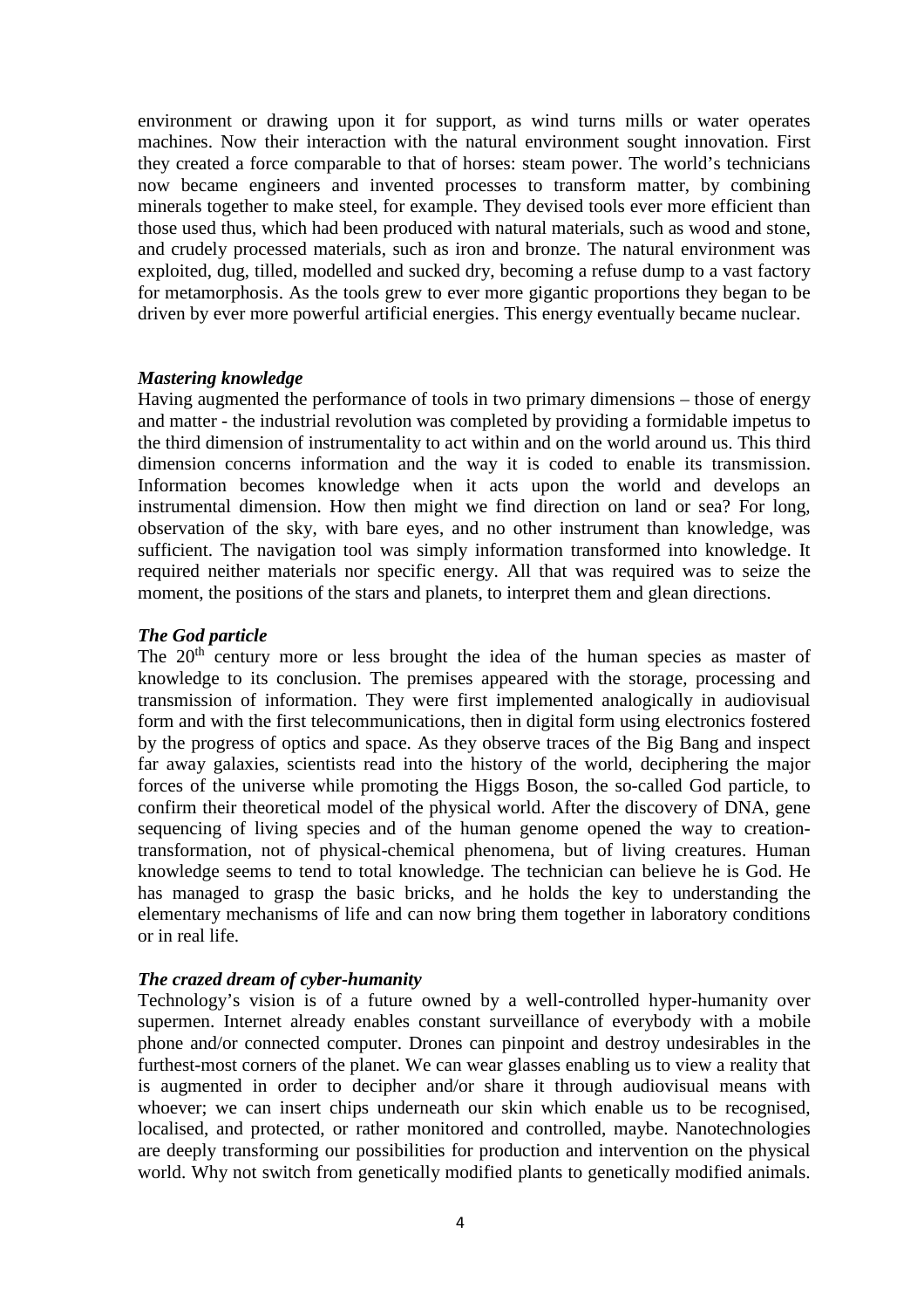environment or drawing upon it for support, as wind turns mills or water operates machines. Now their interaction with the natural environment sought innovation. First they created a force comparable to that of horses: steam power. The world's technicians now became engineers and invented processes to transform matter, by combining minerals together to make steel, for example. They devised tools ever more efficient than those used thus, which had been produced with natural materials, such as wood and stone, and crudely processed materials, such as iron and bronze. The natural environment was exploited, dug, tilled, modelled and sucked dry, becoming a refuse dump to a vast factory for metamorphosis. As the tools grew to ever more gigantic proportions they began to be driven by ever more powerful artificial energies. This energy eventually became nuclear.

***Mastering knowledge***

Having augmented the performance of tools in two primary dimensions – those of energy and matter - the industrial revolution was completed by providing a formidable impetus to the third dimension of instrumentality to act within and on the world around us. This third dimension concerns information and the way it is coded to enable its transmission. Information becomes knowledge when it acts upon the world and develops an instrumental dimension. How then might we find direction on land or sea? For long, observation of the sky, with bare eyes, and no other instrument than knowledge, was sufficient. The navigation tool was simply information transformed into knowledge. It required neither materials nor specific energy. All that was required was to seize the moment, the positions of the stars and planets, to interpret them and glean directions.

***The God particle***

The 20th century more or less brought the idea of the human species as master of knowledge to its conclusion. The premises appeared with the storage, processing and transmission of information. They were first implemented analogically in audiovisual form and with the first telecommunications, then in digital form using electronics fostered by the progress of optics and space. As they observe traces of the Big Bang and inspect far away galaxies, scientists read into the history of the world, deciphering the major forces of the universe while promoting the Higgs Boson, the so-called God particle, to confirm their theoretical model of the physical world. After the discovery of DNA, gene sequencing of living species and of the human genome opened the way to creation-transformation, not of physical-chemical phenomena, but of living creatures. Human knowledge seems to tend to total knowledge. The technician can believe he is God. He has managed to grasp the basic bricks, and he holds the key to understanding the elementary mechanisms of life and can now bring them together in laboratory conditions or in real life.

***The crazed dream of cyber-humanity***

Technology's vision is of a future owned by a well-controlled hyper-humanity over supermen. Internet already enables constant surveillance of everybody with a mobile phone and/or connected computer. Drones can pinpoint and destroy undesirables in the furthest-most corners of the planet. We can wear glasses enabling us to view a reality that is augmented in order to decipher and/or share it through audiovisual means with whoever; we can insert chips underneath our skin which enable us to be recognised, localised, and protected, or rather monitored and controlled, maybe. Nanotechnologies are deeply transforming our possibilities for production and intervention on the physical world. Why not switch from genetically modified plants to genetically modified animals.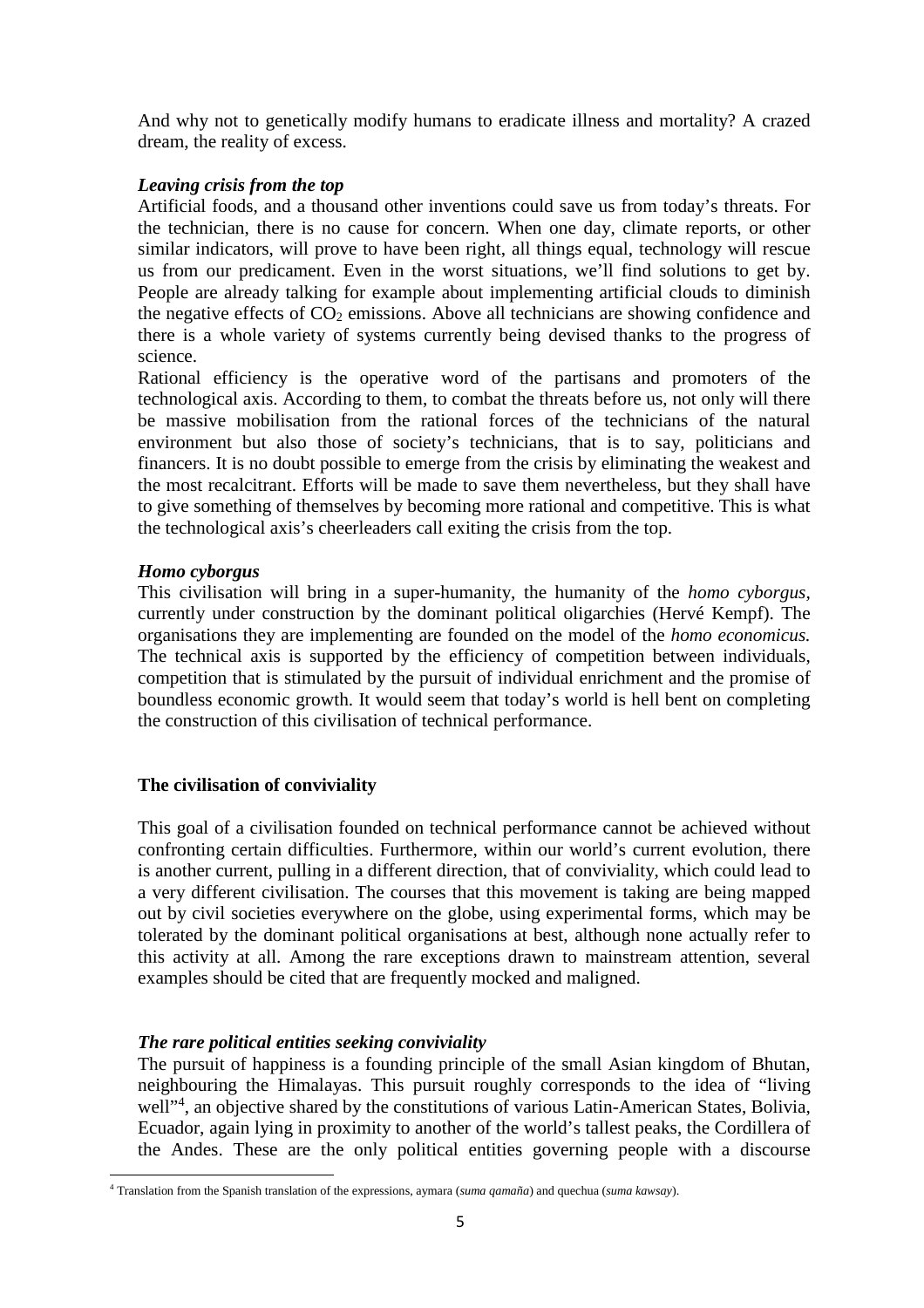And why not to genetically modify humans to eradicate illness and mortality? A crazed dream, the reality of excess.

***Leaving crisis from the top***

Artificial foods, and a thousand other inventions could save us from today's threats. For the technician, there is no cause for concern. When one day, climate reports, or other similar indicators, will prove to have been right, all things equal, technology will rescue us from our predicament. Even in the worst situations, we'll find solutions to get by. People are already talking for example about implementing artificial clouds to diminish the negative effects of $CO_2$ emissions. Above all technicians are showing confidence and there is a whole variety of systems currently being devised thanks to the progress of science.

Rational efficiency is the operative word of the partisans and promoters of the technological axis. According to them, to combat the threats before us, not only will there be massive mobilisation from the rational forces of the technicians of the natural environment but also those of society's technicians, that is to say, politicians and financers. It is no doubt possible to emerge from the crisis by eliminating the weakest and the most recalcitrant. Efforts will be made to save them nevertheless, but they shall have to give something of themselves by becoming more rational and competitive. This is what the technological axis's cheerleaders call exiting the crisis from the top.

***Homo cyborgus***

This civilisation will bring in a super-humanity, the humanity of the *homo cyborgus*, currently under construction by the dominant political oligarchies (Hervé Kempf). The organisations they are implementing are founded on the model of the *homo economicus.* The technical axis is supported by the efficiency of competition between individuals, competition that is stimulated by the pursuit of individual enrichment and the promise of boundless economic growth. It would seem that today's world is hell bent on completing the construction of this civilisation of technical performance.

## The civilisation of conviviality

This goal of a civilisation founded on technical performance cannot be achieved without confronting certain difficulties. Furthermore, within our world's current evolution, there is another current, pulling in a different direction, that of conviviality, which could lead to a very different civilisation. The courses that this movement is taking are being mapped out by civil societies everywhere on the globe, using experimental forms, which may be tolerated by the dominant political organisations at best, although none actually refer to this activity at all. Among the rare exceptions drawn to mainstream attention, several examples should be cited that are frequently mocked and maligned.

***The rare political entities seeking conviviality***

The pursuit of happiness is a founding principle of the small Asian kingdom of Bhutan, neighbouring the Himalayas. This pursuit roughly corresponds to the idea of "living well"[4], an objective shared by the constitutions of various Latin-American States, Bolivia, Ecuador, again lying in proximity to another of the world's tallest peaks, the Cordillera of the Andes. These are the only political entities governing people with a discourse

[4] Translation from the Spanish translation of the expressions, aymara (*suma qamaña*) and quechua (*suma kawsay*).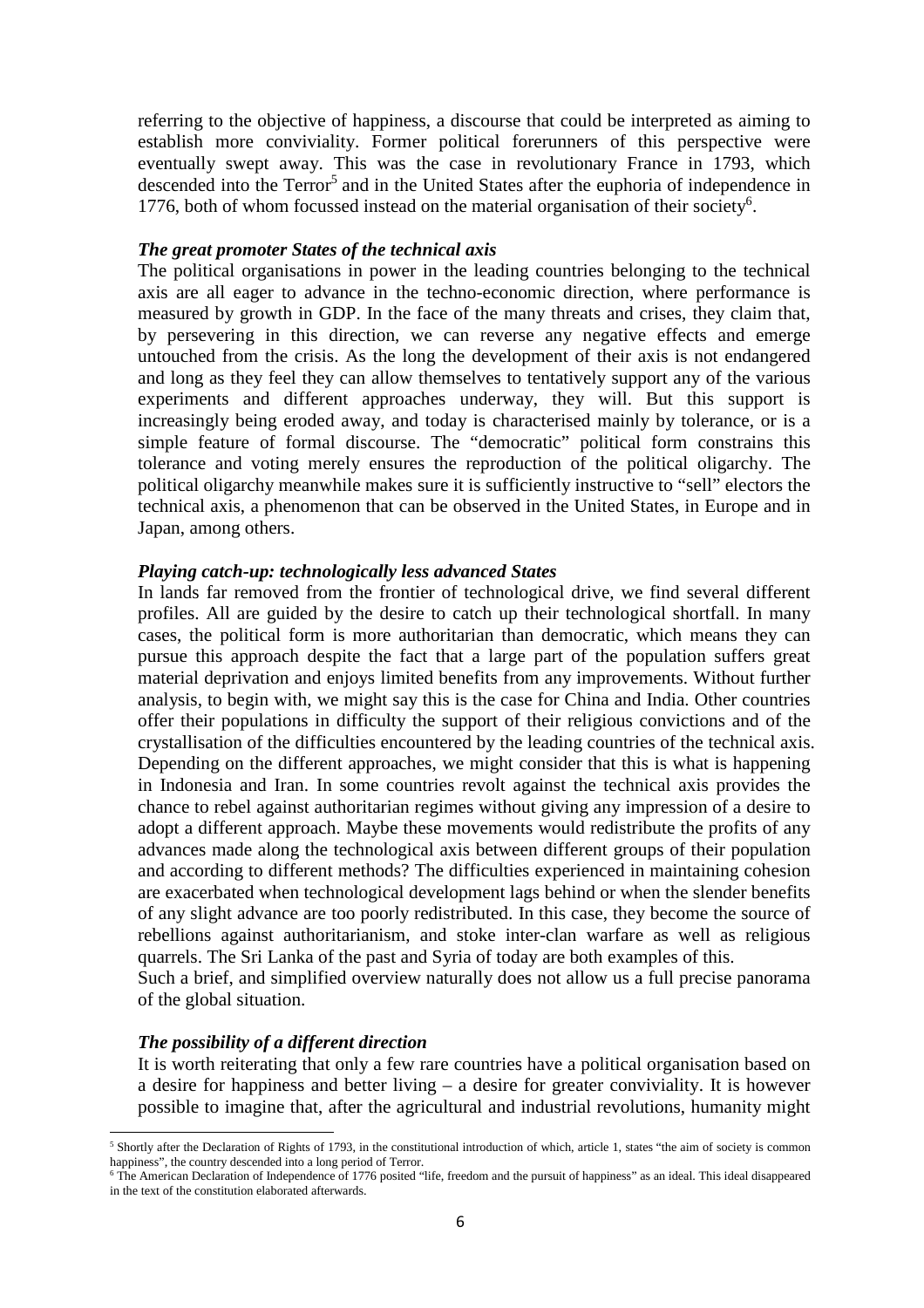referring to the objective of happiness, a discourse that could be interpreted as aiming to establish more conviviality. Former political forerunners of this perspective were eventually swept away. This was the case in revolutionary France in 1793, which descended into the Terror[5] and in the United States after the euphoria of independence in 1776, both of whom focussed instead on the material organisation of their society[6].

***The great promoter States of the technical axis***

The political organisations in power in the leading countries belonging to the technical axis are all eager to advance in the techno-economic direction, where performance is measured by growth in GDP. In the face of the many threats and crises, they claim that, by persevering in this direction, we can reverse any negative effects and emerge untouched from the crisis. As the long the development of their axis is not endangered and long as they feel they can allow themselves to tentatively support any of the various experiments and different approaches underway, they will. But this support is increasingly being eroded away, and today is characterised mainly by tolerance, or is a simple feature of formal discourse. The "democratic" political form constrains this tolerance and voting merely ensures the reproduction of the political oligarchy. The political oligarchy meanwhile makes sure it is sufficiently instructive to "sell" electors the technical axis, a phenomenon that can be observed in the United States, in Europe and in Japan, among others.

***Playing catch-up: technologically less advanced States***

In lands far removed from the frontier of technological drive, we find several different profiles. All are guided by the desire to catch up their technological shortfall. In many cases, the political form is more authoritarian than democratic, which means they can pursue this approach despite the fact that a large part of the population suffers great material deprivation and enjoys limited benefits from any improvements. Without further analysis, to begin with, we might say this is the case for China and India. Other countries offer their populations in difficulty the support of their religious convictions and of the crystallisation of the difficulties encountered by the leading countries of the technical axis. Depending on the different approaches, we might consider that this is what is happening in Indonesia and Iran. In some countries revolt against the technical axis provides the chance to rebel against authoritarian regimes without giving any impression of a desire to adopt a different approach. Maybe these movements would redistribute the profits of any advances made along the technological axis between different groups of their population and according to different methods? The difficulties experienced in maintaining cohesion are exacerbated when technological development lags behind or when the slender benefits of any slight advance are too poorly redistributed. In this case, they become the source of rebellions against authoritarianism, and stoke inter-clan warfare as well as religious quarrels. The Sri Lanka of the past and Syria of today are both examples of this.

Such a brief, and simplified overview naturally does not allow us a full precise panorama of the global situation.

***The possibility of a different direction***

It is worth reiterating that only a few rare countries have a political organisation based on a desire for happiness and better living – a desire for greater conviviality. It is however possible to imagine that, after the agricultural and industrial revolutions, humanity might

---

[5] Shortly after the Declaration of Rights of 1793, in the constitutional introduction of which, article 1, states "the aim of society is common happiness", the country descended into a long period of Terror.

[6] The American Declaration of Independence of 1776 posited "life, freedom and the pursuit of happiness" as an ideal. This ideal disappeared in the text of the constitution elaborated afterwards.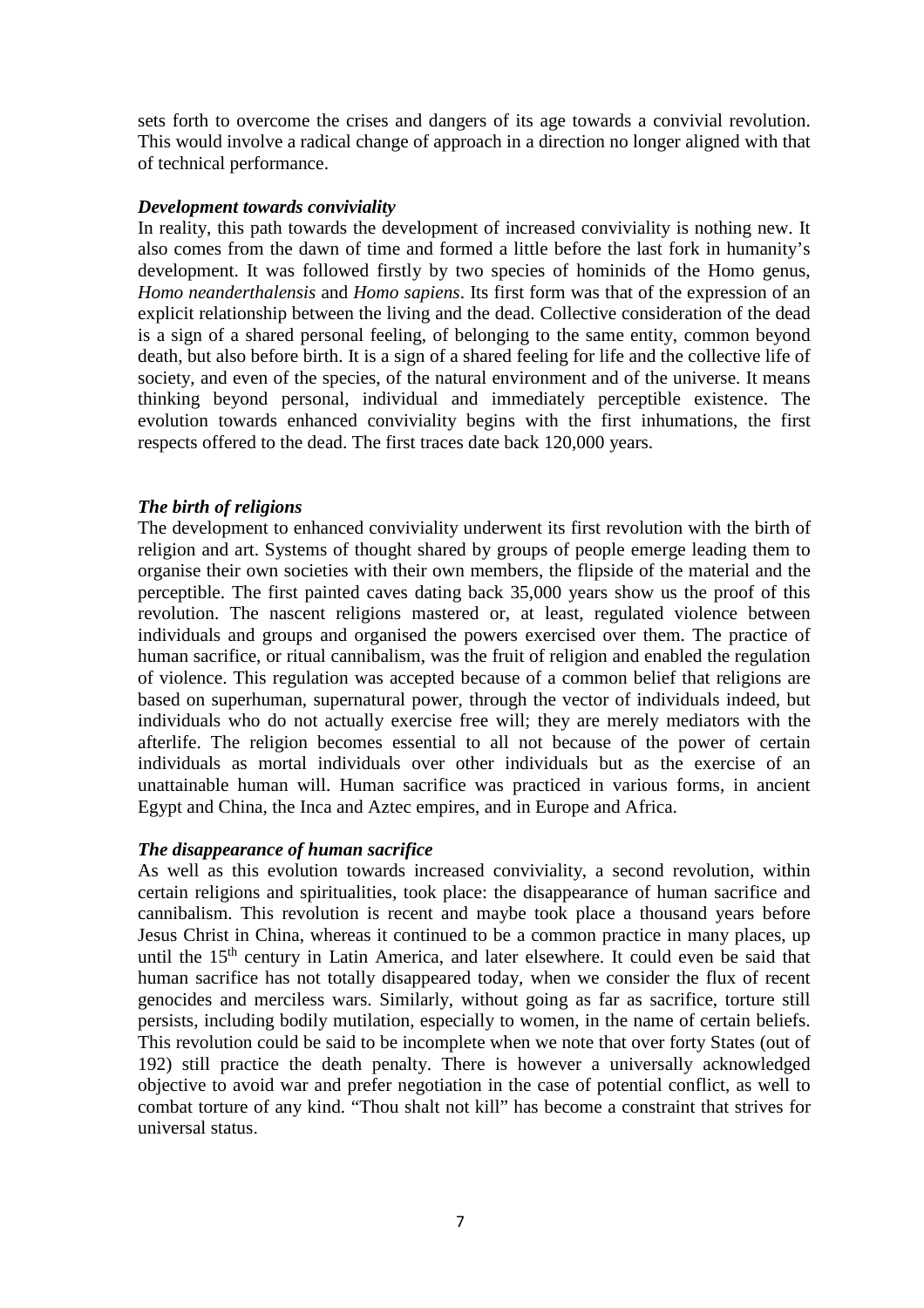sets forth to overcome the crises and dangers of its age towards a convivial revolution. This would involve a radical change of approach in a direction no longer aligned with that of technical performance.

### *Development towards conviviality*

In reality, this path towards the development of increased conviviality is nothing new. It also comes from the dawn of time and formed a little before the last fork in humanity's development. It was followed firstly by two species of hominids of the Homo genus, *Homo neanderthalensis* and *Homo sapiens*. Its first form was that of the expression of an explicit relationship between the living and the dead. Collective consideration of the dead is a sign of a shared personal feeling, of belonging to the same entity, common beyond death, but also before birth. It is a sign of a shared feeling for life and the collective life of society, and even of the species, of the natural environment and of the universe. It means thinking beyond personal, individual and immediately perceptible existence. The evolution towards enhanced conviviality begins with the first inhumations, the first respects offered to the dead. The first traces date back 120,000 years.

### *The birth of religions*

The development to enhanced conviviality underwent its first revolution with the birth of religion and art. Systems of thought shared by groups of people emerge leading them to organise their own societies with their own members, the flipside of the material and the perceptible. The first painted caves dating back 35,000 years show us the proof of this revolution. The nascent religions mastered or, at least, regulated violence between individuals and groups and organised the powers exercised over them. The practice of human sacrifice, or ritual cannibalism, was the fruit of religion and enabled the regulation of violence. This regulation was accepted because of a common belief that religions are based on superhuman, supernatural power, through the vector of individuals indeed, but individuals who do not actually exercise free will; they are merely mediators with the afterlife. The religion becomes essential to all not because of the power of certain individuals as mortal individuals over other individuals but as the exercise of an unattainable human will. Human sacrifice was practiced in various forms, in ancient Egypt and China, the Inca and Aztec empires, and in Europe and Africa.

### *The disappearance of human sacrifice*

As well as this evolution towards increased conviviality, a second revolution, within certain religions and spiritualities, took place: the disappearance of human sacrifice and cannibalism. This revolution is recent and maybe took place a thousand years before Jesus Christ in China, whereas it continued to be a common practice in many places, up until the 15th century in Latin America, and later elsewhere. It could even be said that human sacrifice has not totally disappeared today, when we consider the flux of recent genocides and merciless wars. Similarly, without going as far as sacrifice, torture still persists, including bodily mutilation, especially to women, in the name of certain beliefs. This revolution could be said to be incomplete when we note that over forty States (out of 192) still practice the death penalty. There is however a universally acknowledged objective to avoid war and prefer negotiation in the case of potential conflict, as well to combat torture of any kind. "Thou shalt not kill" has become a constraint that strives for universal status.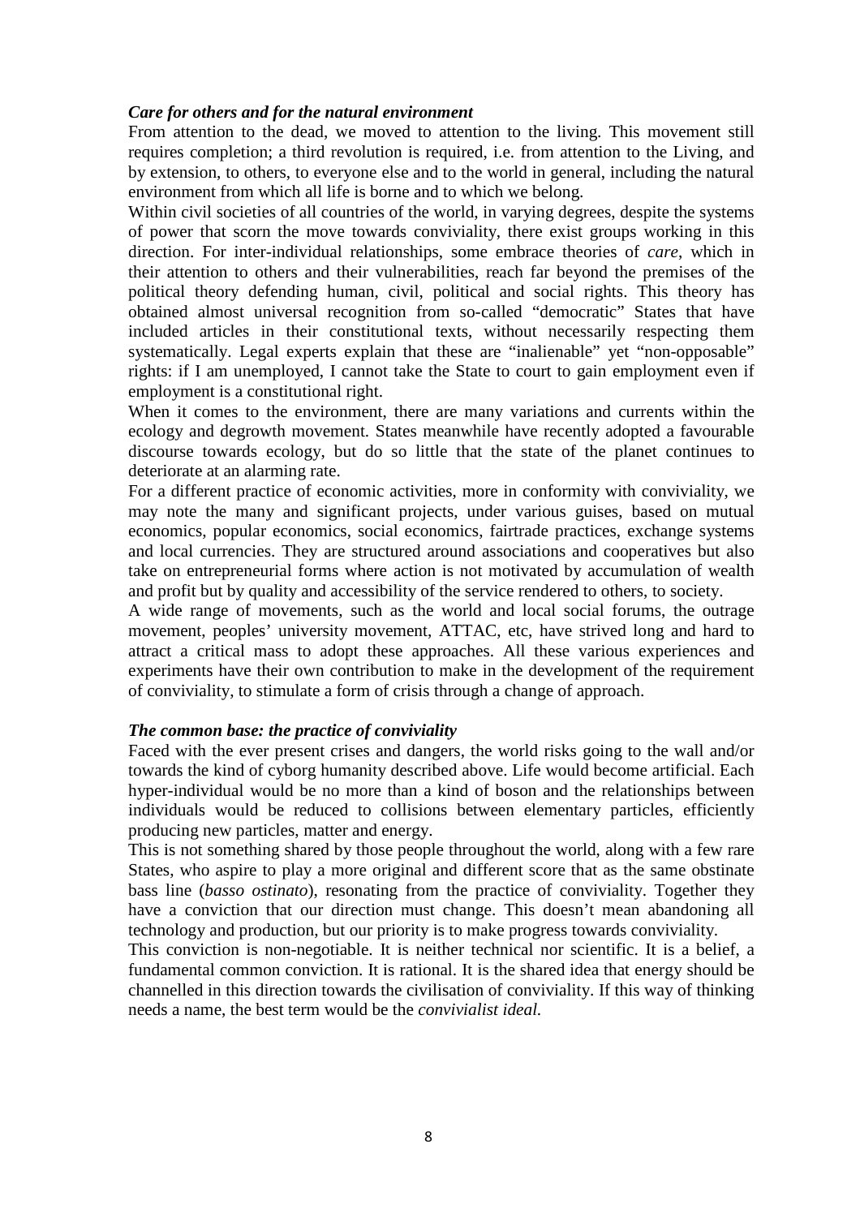### *Care for others and for the natural environment*

From attention to the dead, we moved to attention to the living. This movement still requires completion; a third revolution is required, i.e. from attention to the Living, and by extension, to others, to everyone else and to the world in general, including the natural environment from which all life is borne and to which we belong.

Within civil societies of all countries of the world, in varying degrees, despite the systems of power that scorn the move towards conviviality, there exist groups working in this direction. For inter-individual relationships, some embrace theories of *care*, which in their attention to others and their vulnerabilities, reach far beyond the premises of the political theory defending human, civil, political and social rights. This theory has obtained almost universal recognition from so-called "democratic" States that have included articles in their constitutional texts, without necessarily respecting them systematically. Legal experts explain that these are "inalienable" yet "non-opposable" rights: if I am unemployed, I cannot take the State to court to gain employment even if employment is a constitutional right.

When it comes to the environment, there are many variations and currents within the ecology and degrowth movement. States meanwhile have recently adopted a favourable discourse towards ecology, but do so little that the state of the planet continues to deteriorate at an alarming rate.

For a different practice of economic activities, more in conformity with conviviality, we may note the many and significant projects, under various guises, based on mutual economics, popular economics, social economics, fairtrade practices, exchange systems and local currencies. They are structured around associations and cooperatives but also take on entrepreneurial forms where action is not motivated by accumulation of wealth and profit but by quality and accessibility of the service rendered to others, to society.

A wide range of movements, such as the world and local social forums, the outrage movement, peoples' university movement, ATTAC, etc, have strived long and hard to attract a critical mass to adopt these approaches. All these various experiences and experiments have their own contribution to make in the development of the requirement of conviviality, to stimulate a form of crisis through a change of approach.

### *The common base: the practice of conviviality*

Faced with the ever present crises and dangers, the world risks going to the wall and/or towards the kind of cyborg humanity described above. Life would become artificial. Each hyper-individual would be no more than a kind of boson and the relationships between individuals would be reduced to collisions between elementary particles, efficiently producing new particles, matter and energy.

This is not something shared by those people throughout the world, along with a few rare States, who aspire to play a more original and different score that as the same obstinate bass line (*basso ostinato*), resonating from the practice of conviviality. Together they have a conviction that our direction must change. This doesn't mean abandoning all technology and production, but our priority is to make progress towards conviviality.

This conviction is non-negotiable. It is neither technical nor scientific. It is a belief, a fundamental common conviction. It is rational. It is the shared idea that energy should be channelled in this direction towards the civilisation of conviviality. If this way of thinking needs a name, the best term would be the *convivialist ideal.*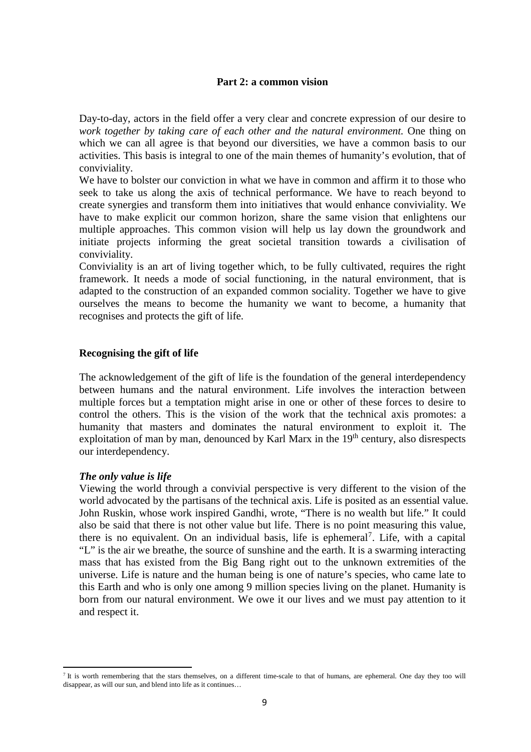## Part 2: a common vision

Day-to-day, actors in the field offer a very clear and concrete expression of our desire to *work together by taking care of each other and the natural environment.* One thing on which we can all agree is that beyond our diversities, we have a common basis to our activities. This basis is integral to one of the main themes of humanity's evolution, that of conviviality.

We have to bolster our conviction in what we have in common and affirm it to those who seek to take us along the axis of technical performance. We have to reach beyond to create synergies and transform them into initiatives that would enhance conviviality. We have to make explicit our common horizon, share the same vision that enlightens our multiple approaches. This common vision will help us lay down the groundwork and initiate projects informing the great societal transition towards a civilisation of conviviality.

Conviviality is an art of living together which, to be fully cultivated, requires the right framework. It needs a mode of social functioning, in the natural environment, that is adapted to the construction of an expanded common sociality. Together we have to give ourselves the means to become the humanity we want to become, a humanity that recognises and protects the gift of life.

### Recognising the gift of life

The acknowledgement of the gift of life is the foundation of the general interdependency between humans and the natural environment. Life involves the interaction between multiple forces but a temptation might arise in one or other of these forces to desire to control the others. This is the vision of the work that the technical axis promotes: a humanity that masters and dominates the natural environment to exploit it. The exploitation of man by man, denounced by Karl Marx in the 19th century, also disrespects our interdependency.

#### *The only value is life*

Viewing the world through a convivial perspective is very different to the vision of the world advocated by the partisans of the technical axis. Life is posited as an essential value. John Ruskin, whose work inspired Gandhi, wrote, "There is no wealth but life." It could also be said that there is not other value but life. There is no point measuring this value, there is no equivalent. On an individual basis, life is ephemeral[7]. Life, with a capital "L" is the air we breathe, the source of sunshine and the earth. It is a swarming interacting mass that has existed from the Big Bang right out to the unknown extremities of the universe. Life is nature and the human being is one of nature's species, who came late to this Earth and who is only one among 9 million species living on the planet. Humanity is born from our natural environment. We owe it our lives and we must pay attention to it and respect it.

[7] It is worth remembering that the stars themselves, on a different time-scale to that of humans, are ephemeral. One day they too will disappear, as will our sun, and blend into life as it continues…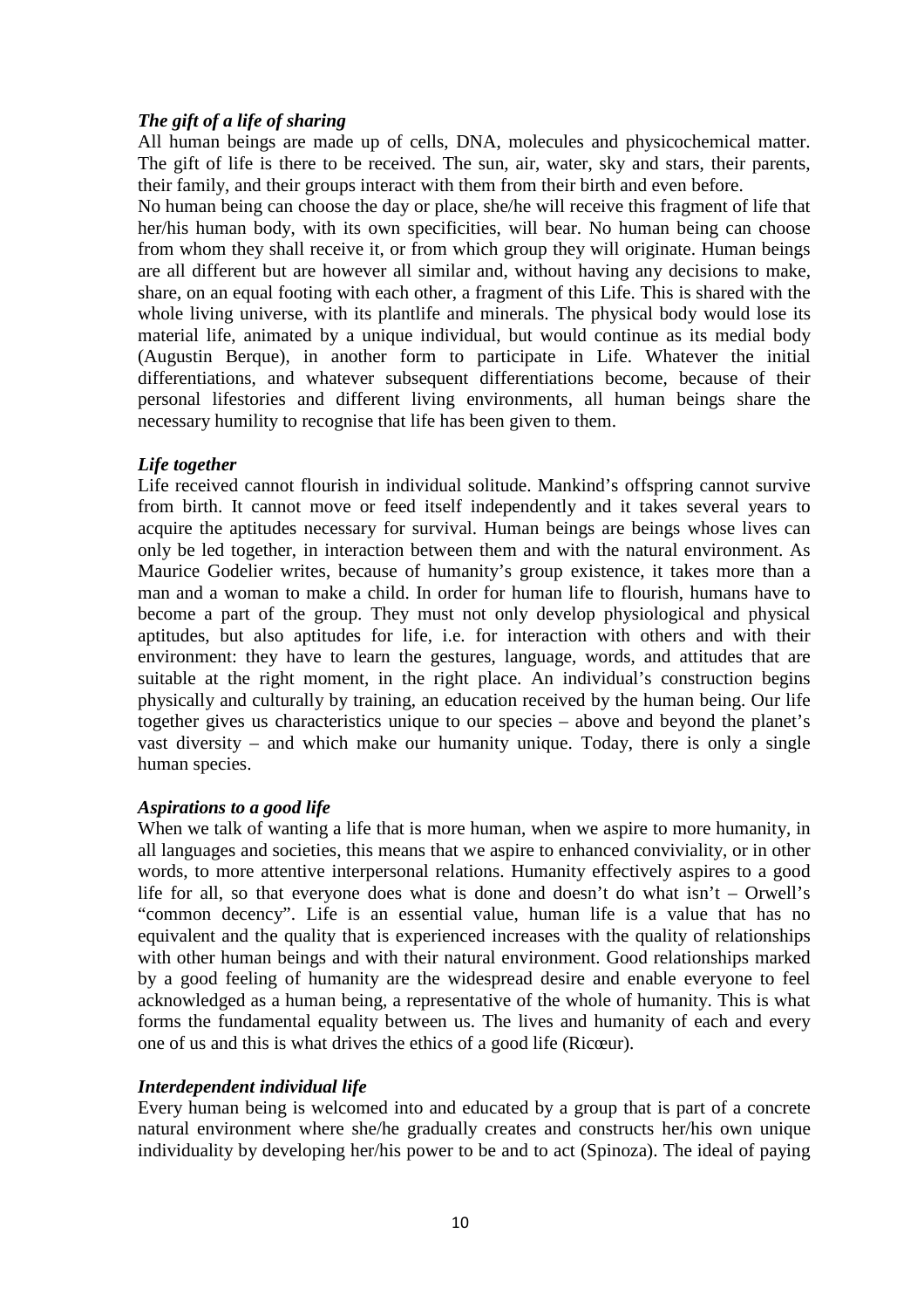### *The gift of a life of sharing*

All human beings are made up of cells, DNA, molecules and physicochemical matter. The gift of life is there to be received. The sun, air, water, sky and stars, their parents, their family, and their groups interact with them from their birth and even before.

No human being can choose the day or place, she/he will receive this fragment of life that her/his human body, with its own specificities, will bear. No human being can choose from whom they shall receive it, or from which group they will originate. Human beings are all different but are however all similar and, without having any decisions to make, share, on an equal footing with each other, a fragment of this Life. This is shared with the whole living universe, with its plantlife and minerals. The physical body would lose its material life, animated by a unique individual, but would continue as its medial body (Augustin Berque), in another form to participate in Life. Whatever the initial differentiations, and whatever subsequent differentiations become, because of their personal lifestories and different living environments, all human beings share the necessary humility to recognise that life has been given to them.

### *Life together*

Life received cannot flourish in individual solitude. Mankind's offspring cannot survive from birth. It cannot move or feed itself independently and it takes several years to acquire the aptitudes necessary for survival. Human beings are beings whose lives can only be led together, in interaction between them and with the natural environment. As Maurice Godelier writes, because of humanity's group existence, it takes more than a man and a woman to make a child. In order for human life to flourish, humans have to become a part of the group. They must not only develop physiological and physical aptitudes, but also aptitudes for life, i.e. for interaction with others and with their environment: they have to learn the gestures, language, words, and attitudes that are suitable at the right moment, in the right place. An individual's construction begins physically and culturally by training, an education received by the human being. Our life together gives us characteristics unique to our species – above and beyond the planet's vast diversity – and which make our humanity unique. Today, there is only a single human species.

### *Aspirations to a good life*

When we talk of wanting a life that is more human, when we aspire to more humanity, in all languages and societies, this means that we aspire to enhanced conviviality, or in other words, to more attentive interpersonal relations. Humanity effectively aspires to a good life for all, so that everyone does what is done and doesn't do what isn't – Orwell's "common decency". Life is an essential value, human life is a value that has no equivalent and the quality that is experienced increases with the quality of relationships with other human beings and with their natural environment. Good relationships marked by a good feeling of humanity are the widespread desire and enable everyone to feel acknowledged as a human being, a representative of the whole of humanity. This is what forms the fundamental equality between us. The lives and humanity of each and every one of us and this is what drives the ethics of a good life (Ricœur).

### *Interdependent individual life*

Every human being is welcomed into and educated by a group that is part of a concrete natural environment where she/he gradually creates and constructs her/his own unique individuality by developing her/his power to be and to act (Spinoza). The ideal of paying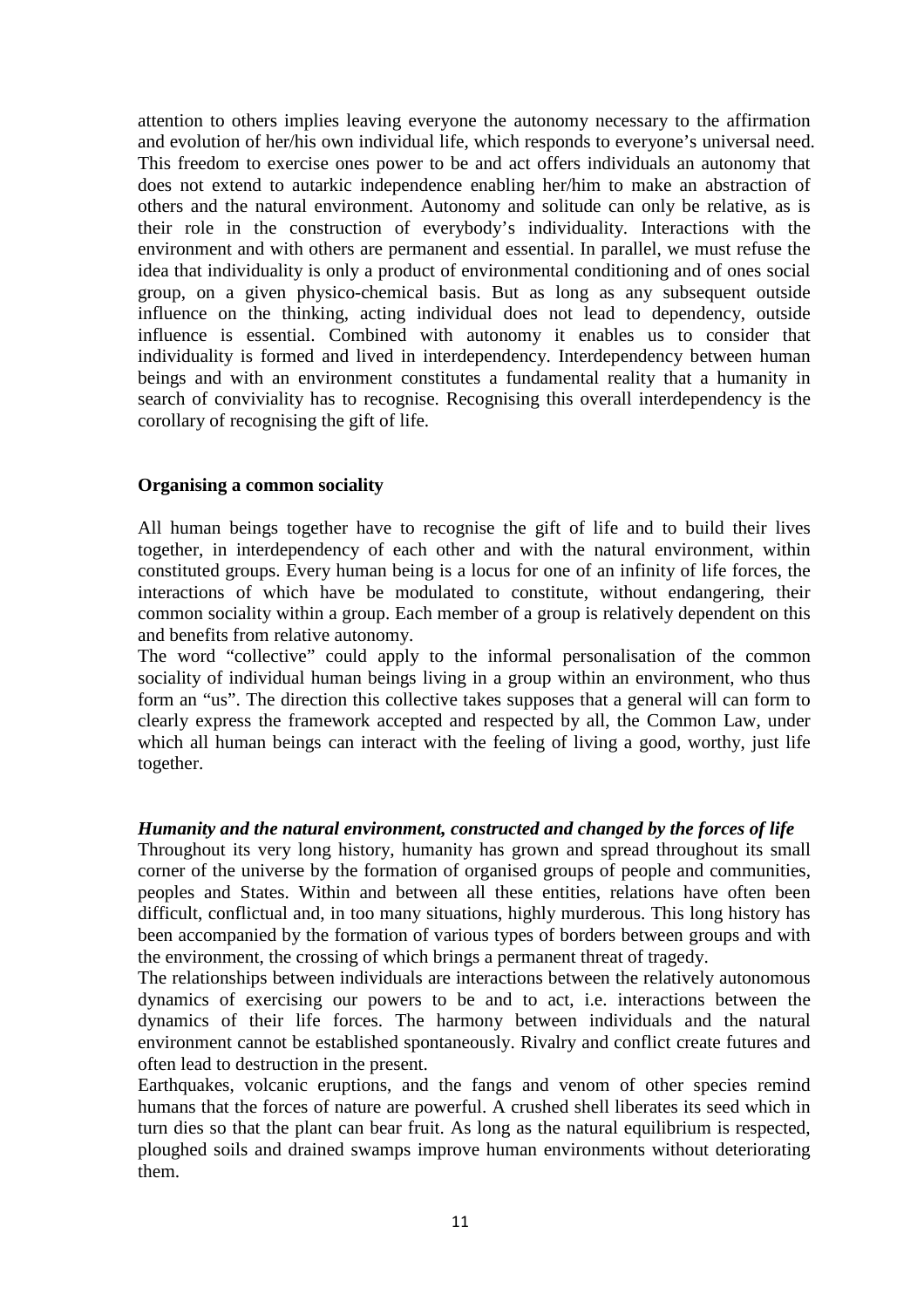attention to others implies leaving everyone the autonomy necessary to the affirmation and evolution of her/his own individual life, which responds to everyone's universal need. This freedom to exercise ones power to be and act offers individuals an autonomy that does not extend to autarkic independence enabling her/him to make an abstraction of others and the natural environment. Autonomy and solitude can only be relative, as is their role in the construction of everybody's individuality. Interactions with the environment and with others are permanent and essential. In parallel, we must refuse the idea that individuality is only a product of environmental conditioning and of ones social group, on a given physico-chemical basis. But as long as any subsequent outside influence on the thinking, acting individual does not lead to dependency, outside influence is essential. Combined with autonomy it enables us to consider that individuality is formed and lived in interdependency. Interdependency between human beings and with an environment constitutes a fundamental reality that a humanity in search of conviviality has to recognise. Recognising this overall interdependency is the corollary of recognising the gift of life.

**Organising a common sociality**

All human beings together have to recognise the gift of life and to build their lives together, in interdependency of each other and with the natural environment, within constituted groups. Every human being is a locus for one of an infinity of life forces, the interactions of which have be modulated to constitute, without endangering, their common sociality within a group. Each member of a group is relatively dependent on this and benefits from relative autonomy.

The word "collective" could apply to the informal personalisation of the common sociality of individual human beings living in a group within an environment, who thus form an "us". The direction this collective takes supposes that a general will can form to clearly express the framework accepted and respected by all, the Common Law, under which all human beings can interact with the feeling of living a good, worthy, just life together.

***Humanity and the natural environment, constructed and changed by the forces of life***

Throughout its very long history, humanity has grown and spread throughout its small corner of the universe by the formation of organised groups of people and communities, peoples and States. Within and between all these entities, relations have often been difficult, conflictual and, in too many situations, highly murderous. This long history has been accompanied by the formation of various types of borders between groups and with the environment, the crossing of which brings a permanent threat of tragedy.

The relationships between individuals are interactions between the relatively autonomous dynamics of exercising our powers to be and to act, i.e. interactions between the dynamics of their life forces. The harmony between individuals and the natural environment cannot be established spontaneously. Rivalry and conflict create futures and often lead to destruction in the present.

Earthquakes, volcanic eruptions, and the fangs and venom of other species remind humans that the forces of nature are powerful. A crushed shell liberates its seed which in turn dies so that the plant can bear fruit. As long as the natural equilibrium is respected, ploughed soils and drained swamps improve human environments without deteriorating them.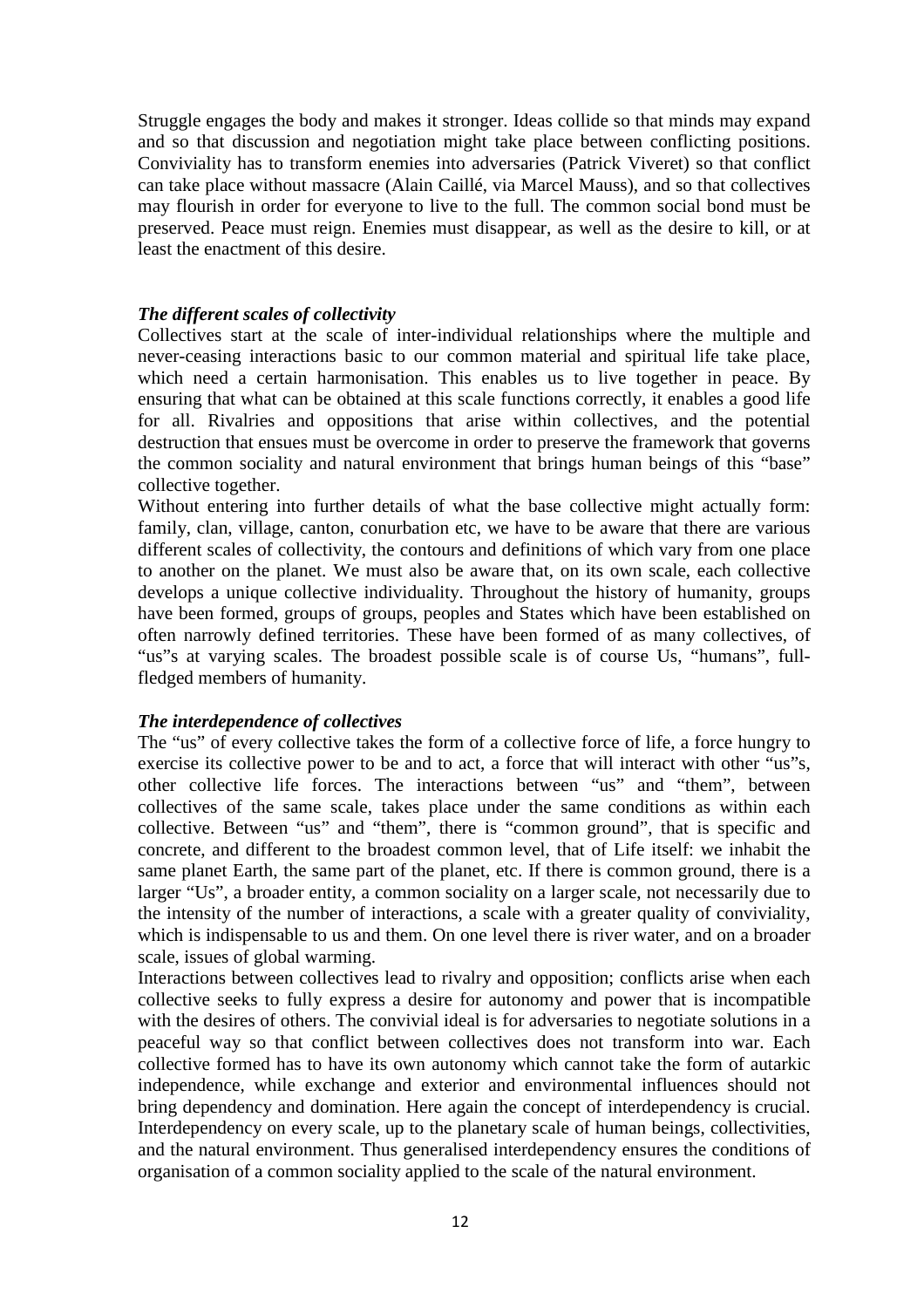Struggle engages the body and makes it stronger. Ideas collide so that minds may expand and so that discussion and negotiation might take place between conflicting positions. Conviviality has to transform enemies into adversaries (Patrick Viveret) so that conflict can take place without massacre (Alain Caillé, via Marcel Mauss), and so that collectives may flourish in order for everyone to live to the full. The common social bond must be preserved. Peace must reign. Enemies must disappear, as well as the desire to kill, or at least the enactment of this desire.

***The different scales of collectivity***

Collectives start at the scale of inter-individual relationships where the multiple and never-ceasing interactions basic to our common material and spiritual life take place, which need a certain harmonisation. This enables us to live together in peace. By ensuring that what can be obtained at this scale functions correctly, it enables a good life for all. Rivalries and oppositions that arise within collectives, and the potential destruction that ensues must be overcome in order to preserve the framework that governs the common sociality and natural environment that brings human beings of this "base" collective together.

Without entering into further details of what the base collective might actually form: family, clan, village, canton, conurbation etc, we have to be aware that there are various different scales of collectivity, the contours and definitions of which vary from one place to another on the planet. We must also be aware that, on its own scale, each collective develops a unique collective individuality. Throughout the history of humanity, groups have been formed, groups of groups, peoples and States which have been established on often narrowly defined territories. These have been formed of as many collectives, of "us"s at varying scales. The broadest possible scale is of course Us, "humans", full-fledged members of humanity.

***The interdependence of collectives***

The "us" of every collective takes the form of a collective force of life, a force hungry to exercise its collective power to be and to act, a force that will interact with other "us"s, other collective life forces. The interactions between "us" and "them", between collectives of the same scale, takes place under the same conditions as within each collective. Between "us" and "them", there is "common ground", that is specific and concrete, and different to the broadest common level, that of Life itself: we inhabit the same planet Earth, the same part of the planet, etc. If there is common ground, there is a larger "Us", a broader entity, a common sociality on a larger scale, not necessarily due to the intensity of the number of interactions, a scale with a greater quality of conviviality, which is indispensable to us and them. On one level there is river water, and on a broader scale, issues of global warming.

Interactions between collectives lead to rivalry and opposition; conflicts arise when each collective seeks to fully express a desire for autonomy and power that is incompatible with the desires of others. The convivial ideal is for adversaries to negotiate solutions in a peaceful way so that conflict between collectives does not transform into war. Each collective formed has to have its own autonomy which cannot take the form of autarkic independence, while exchange and exterior and environmental influences should not bring dependency and domination. Here again the concept of interdependency is crucial. Interdependency on every scale, up to the planetary scale of human beings, collectivities, and the natural environment. Thus generalised interdependency ensures the conditions of organisation of a common sociality applied to the scale of the natural environment.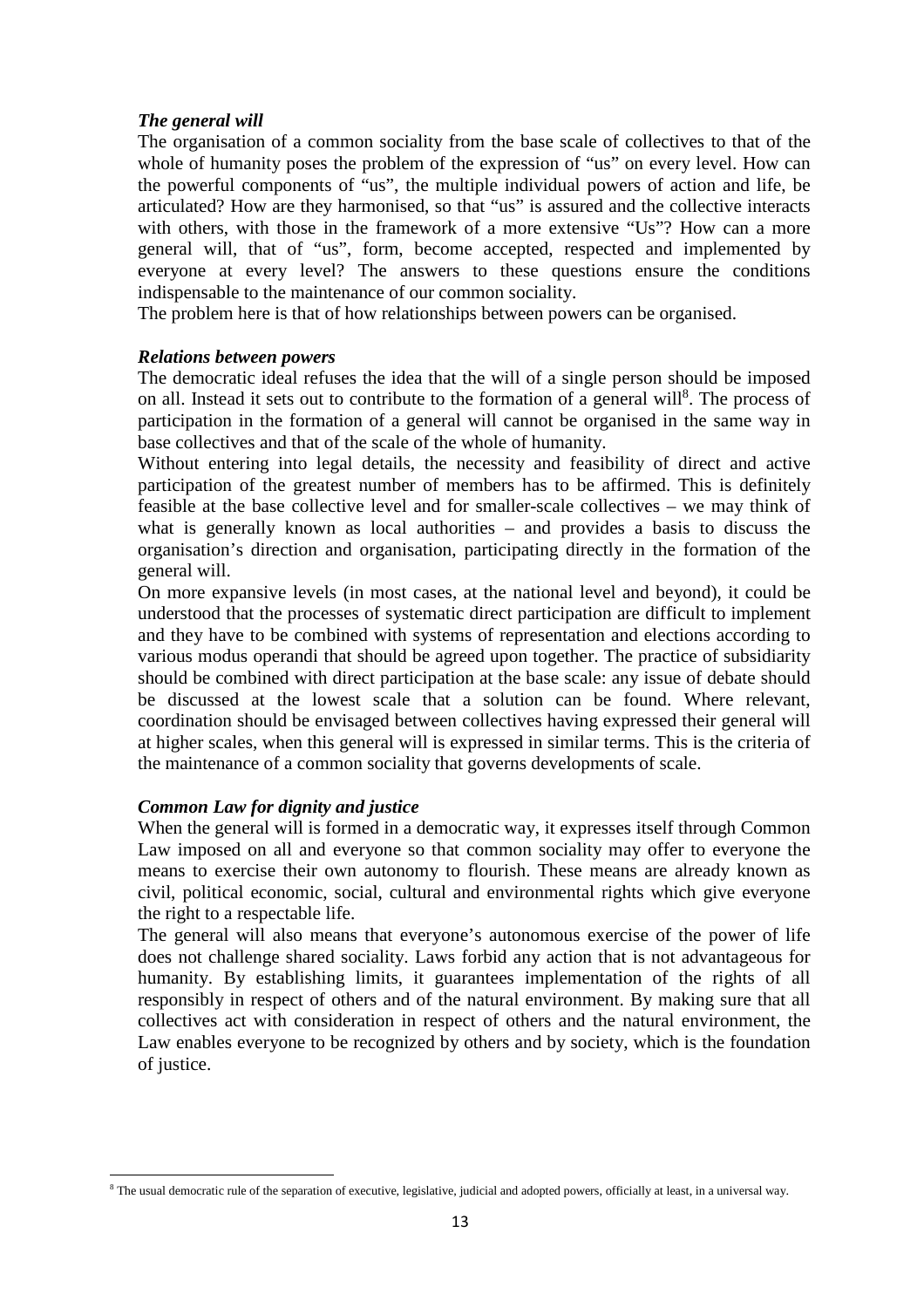***The general will***

The organisation of a common sociality from the base scale of collectives to that of the whole of humanity poses the problem of the expression of "us" on every level. How can the powerful components of "us", the multiple individual powers of action and life, be articulated? How are they harmonised, so that "us" is assured and the collective interacts with others, with those in the framework of a more extensive "Us"? How can a more general will, that of "us", form, become accepted, respected and implemented by everyone at every level? The answers to these questions ensure the conditions indispensable to the maintenance of our common sociality.

The problem here is that of how relationships between powers can be organised.

***Relations between powers***

The democratic ideal refuses the idea that the will of a single person should be imposed on all. Instead it sets out to contribute to the formation of a general will[8]. The process of participation in the formation of a general will cannot be organised in the same way in base collectives and that of the scale of the whole of humanity.

Without entering into legal details, the necessity and feasibility of direct and active participation of the greatest number of members has to be affirmed. This is definitely feasible at the base collective level and for smaller-scale collectives – we may think of what is generally known as local authorities – and provides a basis to discuss the organisation's direction and organisation, participating directly in the formation of the general will.

On more expansive levels (in most cases, at the national level and beyond), it could be understood that the processes of systematic direct participation are difficult to implement and they have to be combined with systems of representation and elections according to various modus operandi that should be agreed upon together. The practice of subsidiarity should be combined with direct participation at the base scale: any issue of debate should be discussed at the lowest scale that a solution can be found. Where relevant, coordination should be envisaged between collectives having expressed their general will at higher scales, when this general will is expressed in similar terms. This is the criteria of the maintenance of a common sociality that governs developments of scale.

***Common Law for dignity and justice***

When the general will is formed in a democratic way, it expresses itself through Common Law imposed on all and everyone so that common sociality may offer to everyone the means to exercise their own autonomy to flourish. These means are already known as civil, political economic, social, cultural and environmental rights which give everyone the right to a respectable life.

The general will also means that everyone's autonomous exercise of the power of life does not challenge shared sociality. Laws forbid any action that is not advantageous for humanity. By establishing limits, it guarantees implementation of the rights of all responsibly in respect of others and of the natural environment. By making sure that all collectives act with consideration in respect of others and the natural environment, the Law enables everyone to be recognized by others and by society, which is the foundation of justice.

---

[8] The usual democratic rule of the separation of executive, legislative, judicial and adopted powers, officially at least, in a universal way.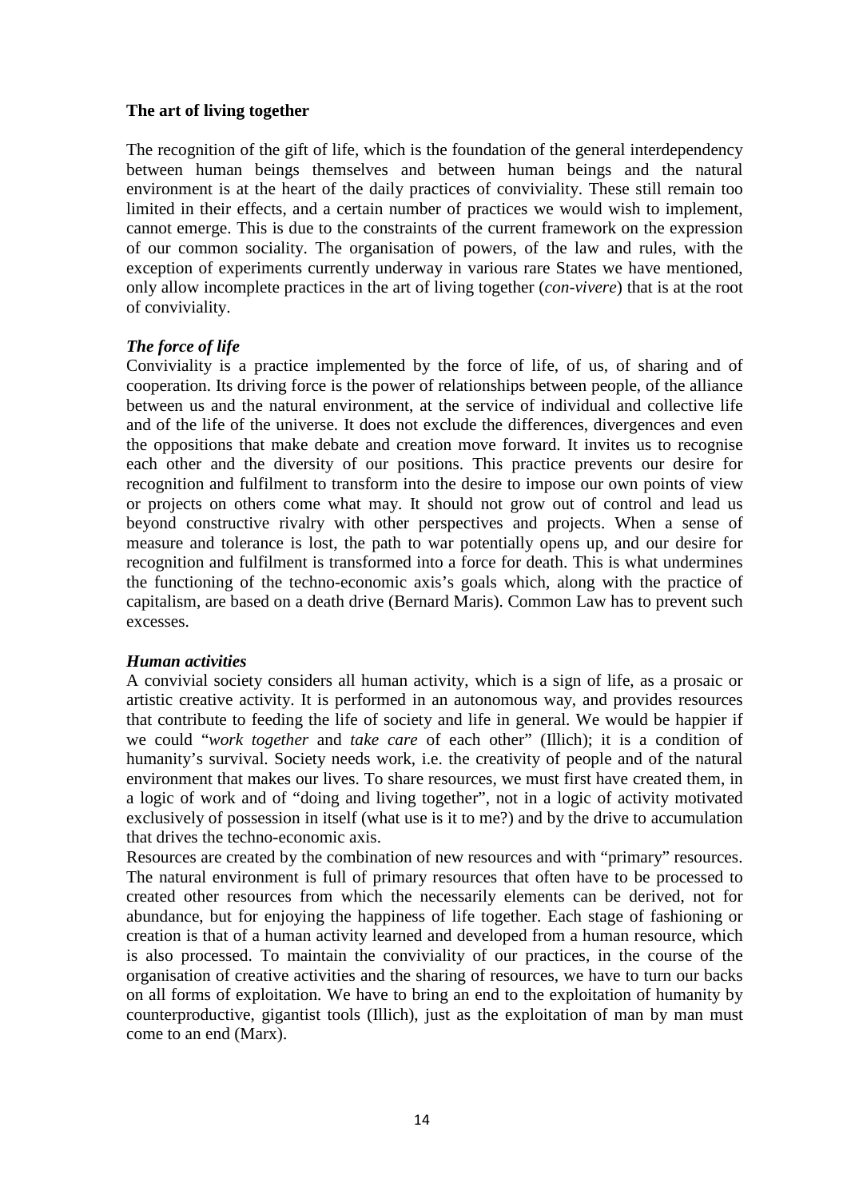**The art of living together**

The recognition of the gift of life, which is the foundation of the general interdependency between human beings themselves and between human beings and the natural environment is at the heart of the daily practices of conviviality. These still remain too limited in their effects, and a certain number of practices we would wish to implement, cannot emerge. This is due to the constraints of the current framework on the expression of our common sociality. The organisation of powers, of the law and rules, with the exception of experiments currently underway in various rare States we have mentioned, only allow incomplete practices in the art of living together (*con-vivere*) that is at the root of conviviality.

***The force of life***

Conviviality is a practice implemented by the force of life, of us, of sharing and of cooperation. Its driving force is the power of relationships between people, of the alliance between us and the natural environment, at the service of individual and collective life and of the life of the universe. It does not exclude the differences, divergences and even the oppositions that make debate and creation move forward. It invites us to recognise each other and the diversity of our positions. This practice prevents our desire for recognition and fulfilment to transform into the desire to impose our own points of view or projects on others come what may. It should not grow out of control and lead us beyond constructive rivalry with other perspectives and projects. When a sense of measure and tolerance is lost, the path to war potentially opens up, and our desire for recognition and fulfilment is transformed into a force for death. This is what undermines the functioning of the techno-economic axis's goals which, along with the practice of capitalism, are based on a death drive (Bernard Maris). Common Law has to prevent such excesses.

***Human activities***

A convivial society considers all human activity, which is a sign of life, as a prosaic or artistic creative activity. It is performed in an autonomous way, and provides resources that contribute to feeding the life of society and life in general. We would be happier if we could "*work together* and *take care* of each other" (Illich); it is a condition of humanity's survival. Society needs work, i.e. the creativity of people and of the natural environment that makes our lives. To share resources, we must first have created them, in a logic of work and of "doing and living together", not in a logic of activity motivated exclusively of possession in itself (what use is it to me?) and by the drive to accumulation that drives the techno-economic axis.

Resources are created by the combination of new resources and with "primary" resources. The natural environment is full of primary resources that often have to be processed to created other resources from which the necessarily elements can be derived, not for abundance, but for enjoying the happiness of life together. Each stage of fashioning or creation is that of a human activity learned and developed from a human resource, which is also processed. To maintain the conviviality of our practices, in the course of the organisation of creative activities and the sharing of resources, we have to turn our backs on all forms of exploitation. We have to bring an end to the exploitation of humanity by counterproductive, gigantist tools (Illich), just as the exploitation of man by man must come to an end (Marx).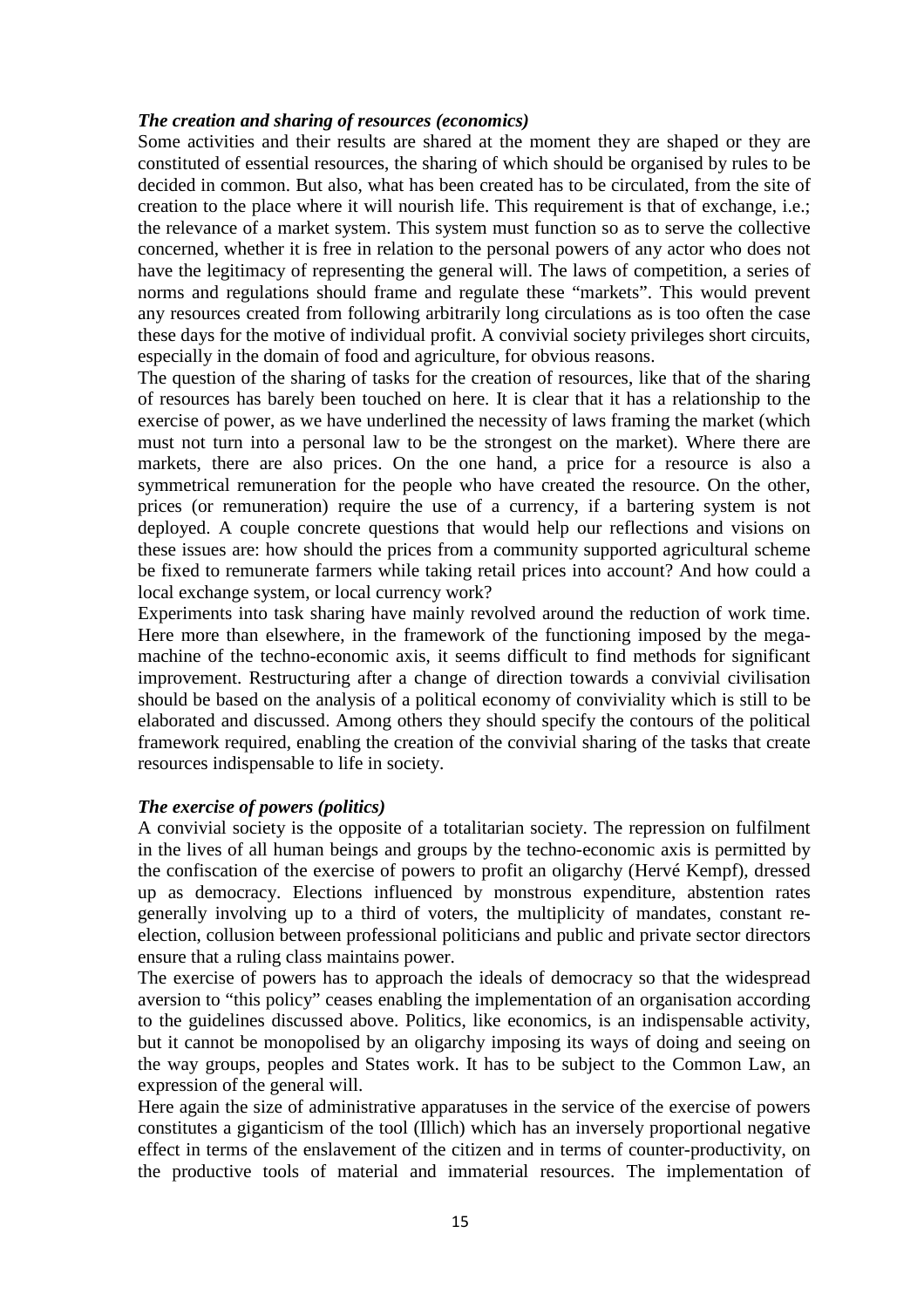### *The creation and sharing of resources (economics)*

Some activities and their results are shared at the moment they are shaped or they are constituted of essential resources, the sharing of which should be organised by rules to be decided in common. But also, what has been created has to be circulated, from the site of creation to the place where it will nourish life. This requirement is that of exchange, i.e.; the relevance of a market system. This system must function so as to serve the collective concerned, whether it is free in relation to the personal powers of any actor who does not have the legitimacy of representing the general will. The laws of competition, a series of norms and regulations should frame and regulate these "markets". This would prevent any resources created from following arbitrarily long circulations as is too often the case these days for the motive of individual profit. A convivial society privileges short circuits, especially in the domain of food and agriculture, for obvious reasons.

The question of the sharing of tasks for the creation of resources, like that of the sharing of resources has barely been touched on here. It is clear that it has a relationship to the exercise of power, as we have underlined the necessity of laws framing the market (which must not turn into a personal law to be the strongest on the market). Where there are markets, there are also prices. On the one hand, a price for a resource is also a symmetrical remuneration for the people who have created the resource. On the other, prices (or remuneration) require the use of a currency, if a bartering system is not deployed. A couple concrete questions that would help our reflections and visions on these issues are: how should the prices from a community supported agricultural scheme be fixed to remunerate farmers while taking retail prices into account? And how could a local exchange system, or local currency work?

Experiments into task sharing have mainly revolved around the reduction of work time. Here more than elsewhere, in the framework of the functioning imposed by the mega-machine of the techno-economic axis, it seems difficult to find methods for significant improvement. Restructuring after a change of direction towards a convivial civilisation should be based on the analysis of a political economy of conviviality which is still to be elaborated and discussed. Among others they should specify the contours of the political framework required, enabling the creation of the convivial sharing of the tasks that create resources indispensable to life in society.

### *The exercise of powers (politics)*

A convivial society is the opposite of a totalitarian society. The repression on fulfilment in the lives of all human beings and groups by the techno-economic axis is permitted by the confiscation of the exercise of powers to profit an oligarchy (Hervé Kempf), dressed up as democracy. Elections influenced by monstrous expenditure, abstention rates generally involving up to a third of voters, the multiplicity of mandates, constant re-election, collusion between professional politicians and public and private sector directors ensure that a ruling class maintains power.

The exercise of powers has to approach the ideals of democracy so that the widespread aversion to "this policy" ceases enabling the implementation of an organisation according to the guidelines discussed above. Politics, like economics, is an indispensable activity, but it cannot be monopolised by an oligarchy imposing its ways of doing and seeing on the way groups, peoples and States work. It has to be subject to the Common Law, an expression of the general will.

Here again the size of administrative apparatuses in the service of the exercise of powers constitutes a giganticism of the tool (Illich) which has an inversely proportional negative effect in terms of the enslavement of the citizen and in terms of counter-productivity, on the productive tools of material and immaterial resources. The implementation of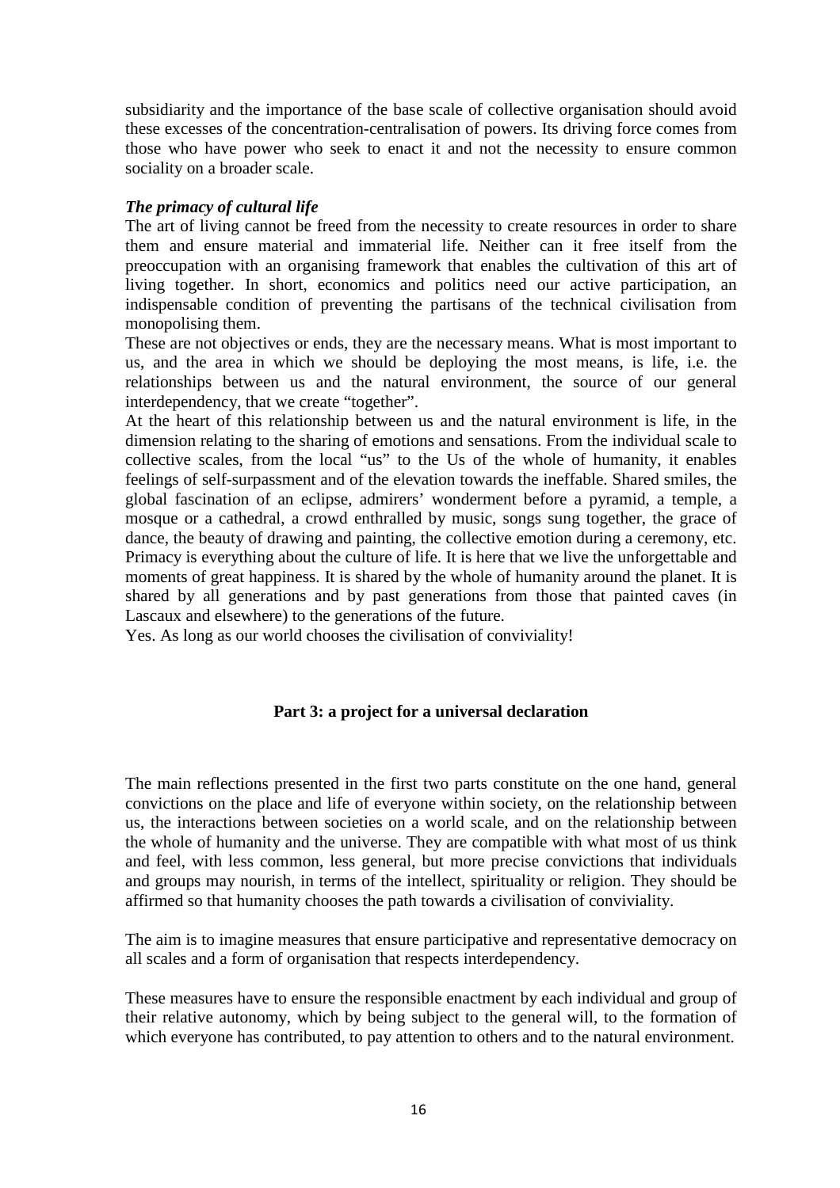subsidiarity and the importance of the base scale of collective organisation should avoid these excesses of the concentration-centralisation of powers. Its driving force comes from those who have power who seek to enact it and not the necessity to ensure common sociality on a broader scale.

### *The primacy of cultural life*

The art of living cannot be freed from the necessity to create resources in order to share them and ensure material and immaterial life. Neither can it free itself from the preoccupation with an organising framework that enables the cultivation of this art of living together. In short, economics and politics need our active participation, an indispensable condition of preventing the partisans of the technical civilisation from monopolising them.

These are not objectives or ends, they are the necessary means. What is most important to us, and the area in which we should be deploying the most means, is life, i.e. the relationships between us and the natural environment, the source of our general interdependency, that we create "together".

At the heart of this relationship between us and the natural environment is life, in the dimension relating to the sharing of emotions and sensations. From the individual scale to collective scales, from the local "us" to the Us of the whole of humanity, it enables feelings of self-surpassment and of the elevation towards the ineffable. Shared smiles, the global fascination of an eclipse, admirers' wonderment before a pyramid, a temple, a mosque or a cathedral, a crowd enthralled by music, songs sung together, the grace of dance, the beauty of drawing and painting, the collective emotion during a ceremony, etc. Primacy is everything about the culture of life. It is here that we live the unforgettable and moments of great happiness. It is shared by the whole of humanity around the planet. It is shared by all generations and by past generations from those that painted caves (in Lascaux and elsewhere) to the generations of the future.

Yes. As long as our world chooses the civilisation of conviviality!

## Part 3: a project for a universal declaration

The main reflections presented in the first two parts constitute on the one hand, general convictions on the place and life of everyone within society, on the relationship between us, the interactions between societies on a world scale, and on the relationship between the whole of humanity and the universe. They are compatible with what most of us think and feel, with less common, less general, but more precise convictions that individuals and groups may nourish, in terms of the intellect, spirituality or religion. They should be affirmed so that humanity chooses the path towards a civilisation of conviviality.

The aim is to imagine measures that ensure participative and representative democracy on all scales and a form of organisation that respects interdependency.

These measures have to ensure the responsible enactment by each individual and group of their relative autonomy, which by being subject to the general will, to the formation of which everyone has contributed, to pay attention to others and to the natural environment.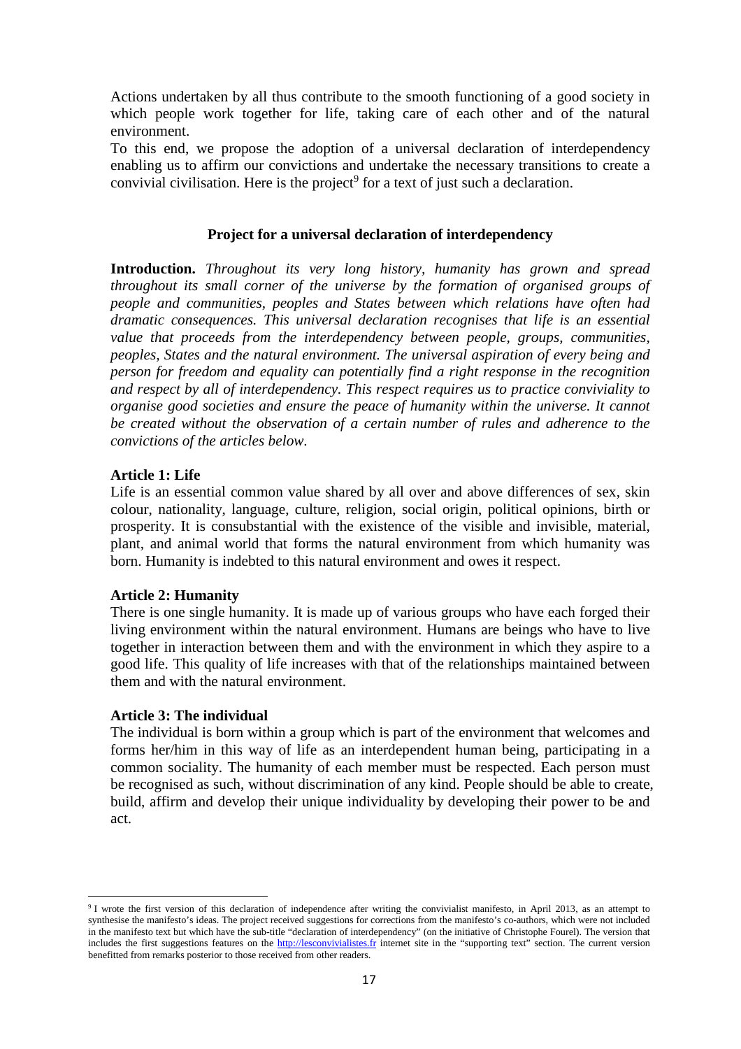Actions undertaken by all thus contribute to the smooth functioning of a good society in which people work together for life, taking care of each other and of the natural environment.

To this end, we propose the adoption of a universal declaration of interdependency enabling us to affirm our convictions and undertake the necessary transitions to create a convivial civilisation. Here is the project[9] for a text of just such a declaration.

## Project for a universal declaration of interdependency

**Introduction.** *Throughout its very long history, humanity has grown and spread throughout its small corner of the universe by the formation of organised groups of people and communities, peoples and States between which relations have often had dramatic consequences. This universal declaration recognises that life is an essential value that proceeds from the interdependency between people, groups, communities, peoples, States and the natural environment. The universal aspiration of every being and person for freedom and equality can potentially find a right response in the recognition and respect by all of interdependency. This respect requires us to practice conviviality to organise good societies and ensure the peace of humanity within the universe. It cannot be created without the observation of a certain number of rules and adherence to the convictions of the articles below.*

### Article 1: Life

Life is an essential common value shared by all over and above differences of sex, skin colour, nationality, language, culture, religion, social origin, political opinions, birth or prosperity. It is consubstantial with the existence of the visible and invisible, material, plant, and animal world that forms the natural environment from which humanity was born. Humanity is indebted to this natural environment and owes it respect.

### Article 2: Humanity

There is one single humanity. It is made up of various groups who have each forged their living environment within the natural environment. Humans are beings who have to live together in interaction between them and with the environment in which they aspire to a good life. This quality of life increases with that of the relationships maintained between them and with the natural environment.

### Article 3: The individual

The individual is born within a group which is part of the environment that welcomes and forms her/him in this way of life as an interdependent human being, participating in a common sociality. The humanity of each member must be respected. Each person must be recognised as such, without discrimination of any kind. People should be able to create, build, affirm and develop their unique individuality by developing their power to be and act.

---

[9] I wrote the first version of this declaration of independence after writing the convivialist manifesto, in April 2013, as an attempt to synthesise the manifesto's ideas. The project received suggestions for corrections from the manifesto's co-authors, which were not included in the manifesto text but which have the sub-title "declaration of interdependency" (on the initiative of Christophe Fourel). The version that includes the first suggestions features on the http://lesconvivialistes.fr internet site in the "supporting text" section. The current version benefitted from remarks posterior to those received from other readers.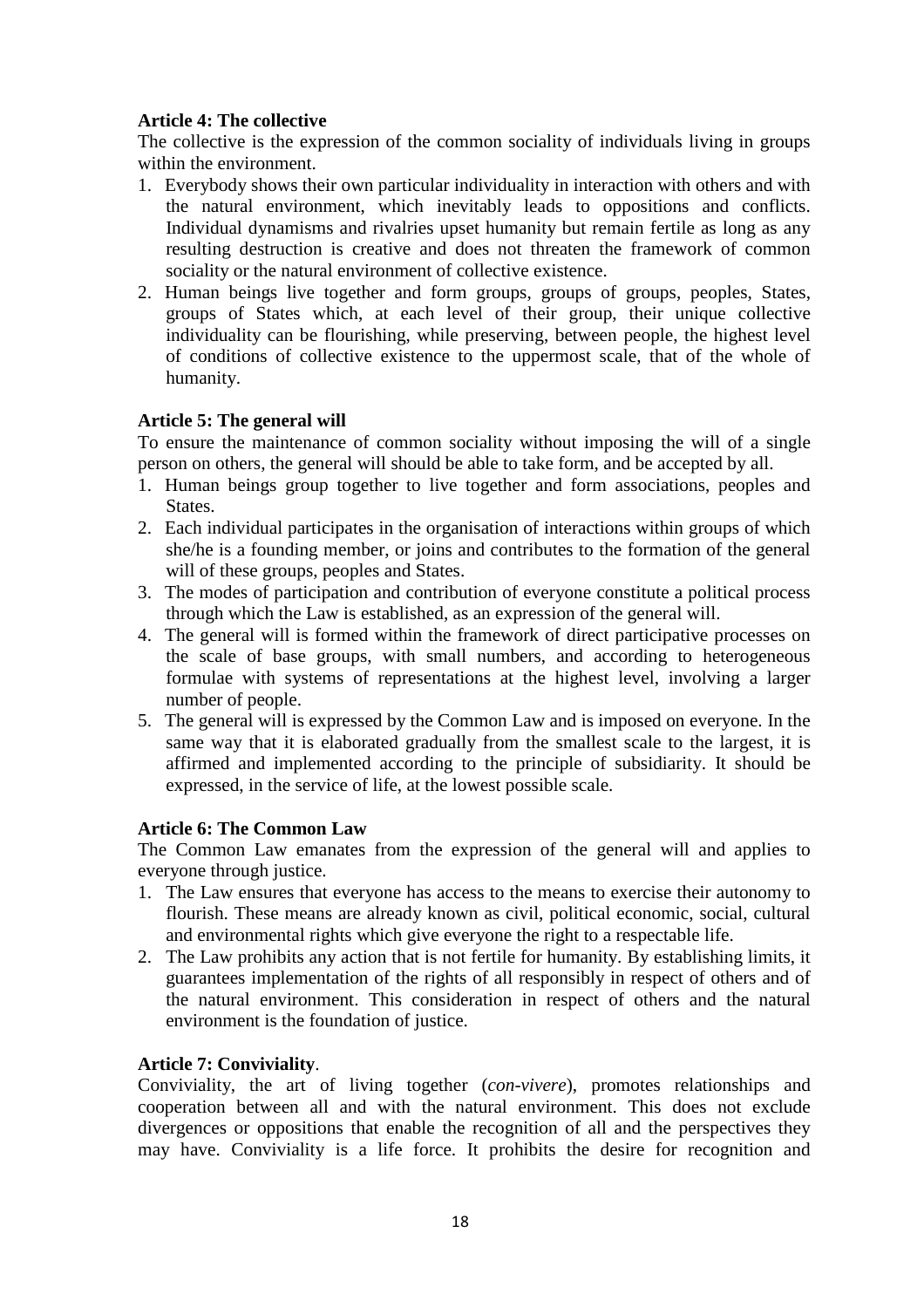**Article 4: The collective**

The collective is the expression of the common sociality of individuals living in groups within the environment.

1. Everybody shows their own particular individuality in interaction with others and with the natural environment, which inevitably leads to oppositions and conflicts. Individual dynamisms and rivalries upset humanity but remain fertile as long as any resulting destruction is creative and does not threaten the framework of common sociality or the natural environment of collective existence.
2. Human beings live together and form groups, groups of groups, peoples, States, groups of States which, at each level of their group, their unique collective individuality can be flourishing, while preserving, between people, the highest level of conditions of collective existence to the uppermost scale, that of the whole of humanity.

**Article 5: The general will**

To ensure the maintenance of common sociality without imposing the will of a single person on others, the general will should be able to take form, and be accepted by all.

1. Human beings group together to live together and form associations, peoples and States.
2. Each individual participates in the organisation of interactions within groups of which she/he is a founding member, or joins and contributes to the formation of the general will of these groups, peoples and States.
3. The modes of participation and contribution of everyone constitute a political process through which the Law is established, as an expression of the general will.
4. The general will is formed within the framework of direct participative processes on the scale of base groups, with small numbers, and according to heterogeneous formulae with systems of representations at the highest level, involving a larger number of people.
5. The general will is expressed by the Common Law and is imposed on everyone. In the same way that it is elaborated gradually from the smallest scale to the largest, it is affirmed and implemented according to the principle of subsidiarity. It should be expressed, in the service of life, at the lowest possible scale.

**Article 6: The Common Law**

The Common Law emanates from the expression of the general will and applies to everyone through justice.

1. The Law ensures that everyone has access to the means to exercise their autonomy to flourish. These means are already known as civil, political economic, social, cultural and environmental rights which give everyone the right to a respectable life.
2. The Law prohibits any action that is not fertile for humanity. By establishing limits, it guarantees implementation of the rights of all responsibly in respect of others and of the natural environment. This consideration in respect of others and the natural environment is the foundation of justice.

**Article 7: Conviviality**.

Conviviality, the art of living together (*con-vivere*), promotes relationships and cooperation between all and with the natural environment. This does not exclude divergences or oppositions that enable the recognition of all and the perspectives they may have. Conviviality is a life force. It prohibits the desire for recognition and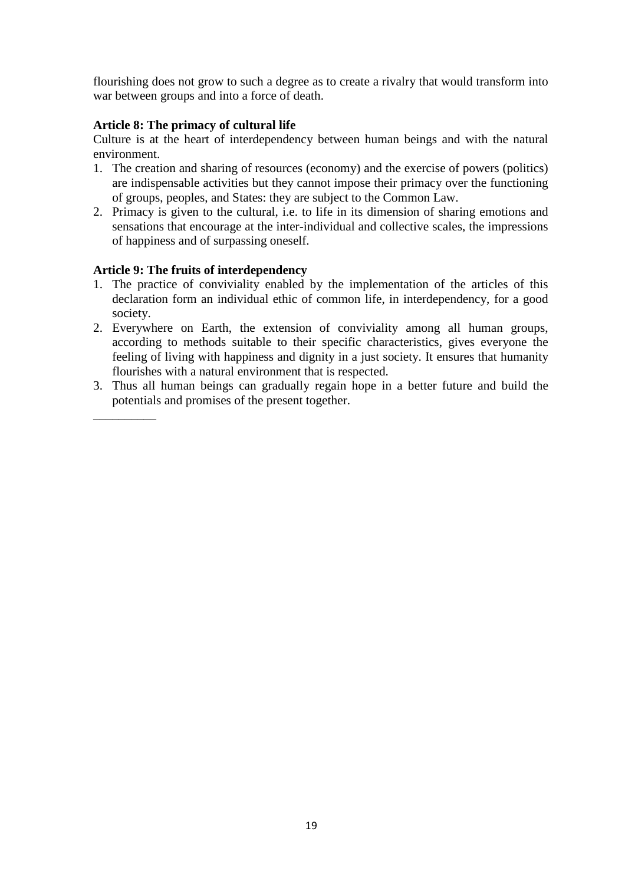flourishing does not grow to such a degree as to create a rivalry that would transform into war between groups and into a force of death.

**Article 8: The primacy of cultural life**

Culture is at the heart of interdependency between human beings and with the natural environment.

1. The creation and sharing of resources (economy) and the exercise of powers (politics) are indispensable activities but they cannot impose their primacy over the functioning of groups, peoples, and States: they are subject to the Common Law.
2. Primacy is given to the cultural, i.e. to life in its dimension of sharing emotions and sensations that encourage at the inter-individual and collective scales, the impressions of happiness and of surpassing oneself.

**Article 9: The fruits of interdependency**

1. The practice of conviviality enabled by the implementation of the articles of this declaration form an individual ethic of common life, in interdependency, for a good society.
2. Everywhere on Earth, the extension of conviviality among all human groups, according to methods suitable to their specific characteristics, gives everyone the feeling of living with happiness and dignity in a just society. It ensures that humanity flourishes with a natural environment that is respected.
3. Thus all human beings can gradually regain hope in a better future and build the potentials and promises of the present together.

__________